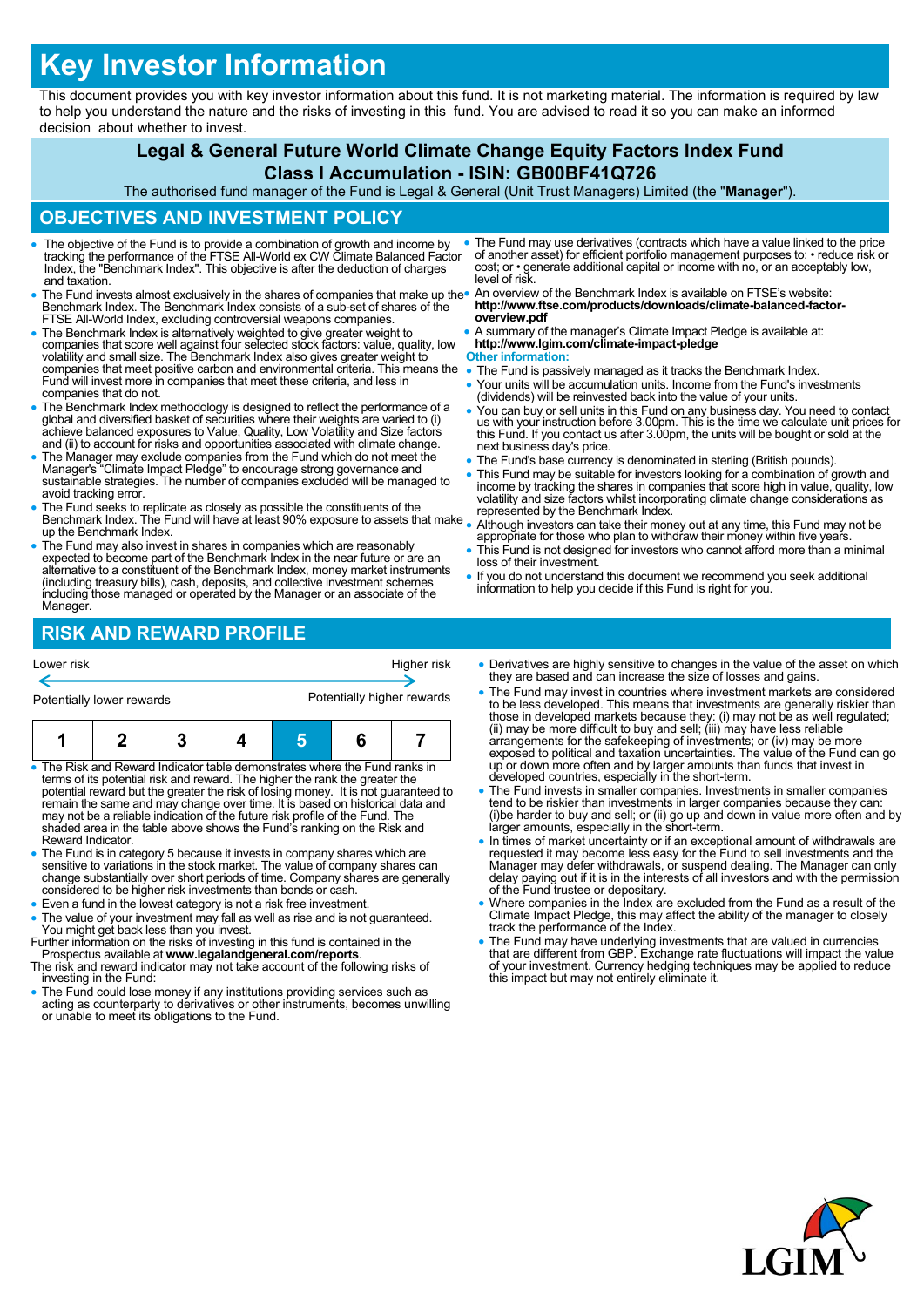# Key Investor Information

This document provides you with key investor information about this fund. It is not marketing material. The information is required by law to help you understand the nature and the risks of investing in this fund. You are advised to read it so you can make an informed decision about whether to invest.

## Legal & General Future World Climate Change Equity Factors Index Fund
## Class I Accumulation - ISIN: GB00BF41Q726

The authorised fund manager of the Fund is Legal & General (Unit Trust Managers) Limited (the "**Manager**").

## OBJECTIVES AND INVESTMENT POLICY

- The objective of the Fund is to provide a combination of growth and income by tracking the performance of the FTSE All-World ex CW Climate Balanced Factor Index, the "Benchmark Index". This objective is after the deduction of charges and taxation.
- The Fund invests almost exclusively in the shares of companies that make up the Benchmark Index. The Benchmark Index consists of a sub-set of shares of the FTSE All-World Index, excluding controversial weapons companies.
- The Benchmark Index is alternatively weighted to give greater weight to companies that score well against four selected stock factors: value, quality, low volatility and small size. The Benchmark Index also gives greater weight to companies that meet positive carbon and environmental criteria. This means the Fund will invest more in companies that meet these criteria, and less in companies that do not.
- The Benchmark Index methodology is designed to reflect the performance of a global and diversified basket of securities where their weights are varied to (i) achieve balanced exposures to Value, Quality, Low Volatility and Size factors and (ii) to account for risks and opportunities associated with climate change.
- The Manager may exclude companies from the Fund which do not meet the Manager's "Climate Impact Pledge" to encourage strong governance and sustainable strategies. The number of companies excluded will be managed to avoid tracking error.
- The Fund seeks to replicate as closely as possible the constituents of the Benchmark Index. The Fund will have at least 90% exposure to assets that make up the Benchmark Index.
- The Fund may also invest in shares in companies which are reasonably expected to become part of the Benchmark Index in the near future or are an alternative to a constituent of the Benchmark Index, money market instruments (including treasury bills), cash, deposits, and collective investment schemes including those managed or operated by the Manager or an associate of the Manager.
- The Fund may use derivatives (contracts which have a value linked to the price of another asset) for efficient portfolio management purposes to: • reduce risk or cost; or • generate additional capital or income with no, or an acceptably low, level of risk.
- An overview of the Benchmark Index is available on FTSE's website: **http://www.ftse.com/products/downloads/climate-balanced-factor-overview.pdf**
- A summary of the manager's Climate Impact Pledge is available at: **http://www.lgim.com/climate-impact-pledge**

**Other information:**

- The Fund is passively managed as it tracks the Benchmark Index.
- Your units will be accumulation units. Income from the Fund's investments (dividends) will be reinvested back into the value of your units.
- You can buy or sell units in this Fund on any business day. You need to contact us with your instruction before 3.00pm. This is the time we calculate unit prices for this Fund. If you contact us after 3.00pm, the units will be bought or sold at the next business day's price.
- The Fund's base currency is denominated in sterling (British pounds).
- This Fund may be suitable for investors looking for a combination of growth and income by tracking the shares in companies that score high in value, quality, low volatility and size factors whilst incorporating climate change considerations as represented by the Benchmark Index.
- Although investors can take their money out at any time, this Fund may not be appropriate for those who plan to withdraw their money within five years.
- This Fund is not designed for investors who cannot afford more than a minimal loss of their investment.
- If you do not understand this document we recommend you seek additional information to help you decide if this Fund is right for you.

## RISK AND REWARD PROFILE

Lower risk ← → Higher risk

Potentially lower rewards — Potentially higher rewards

| 1 | 2 | 3 | 4 | **5** | 6 | 7 |
|---|---|---|---|---|---|---|

- The Risk and Reward Indicator table demonstrates where the Fund ranks in terms of its potential risk and reward. The higher the rank the greater the potential reward but the greater the risk of losing money. It is not guaranteed to remain the same and may change over time. It is based on historical data and may not be a reliable indication of the future risk profile of the Fund. The shaded area in the table above shows the Fund's ranking on the Risk and Reward Indicator.
- The Fund is in category 5 because it invests in company shares which are sensitive to variations in the stock market. The value of company shares can change substantially over short periods of time. Company shares are generally considered to be higher risk investments than bonds or cash.
- Even a fund in the lowest category is not a risk free investment.
- The value of your investment may fall as well as rise and is not guaranteed. You might get back less than you invest.

Further information on the risks of investing in this fund is contained in the Prospectus available at **www.legalandgeneral.com/reports**.

The risk and reward indicator may not take account of the following risks of investing in the Fund:

- The Fund could lose money if any institutions providing services such as acting as counterparty to derivatives or other instruments, becomes unwilling or unable to meet its obligations to the Fund.
- Derivatives are highly sensitive to changes in the value of the asset on which they are based and can increase the size of losses and gains.
- The Fund may invest in countries where investment markets are considered to be less developed. This means that investments are generally riskier than those in developed markets because they: (i) may not be as well regulated; (ii) may be more difficult to buy and sell; (iii) may have less reliable arrangements for the safekeeping of investments; or (iv) may be more exposed to political and taxation uncertainties. The value of the Fund can go up or down more often and by larger amounts than funds that invest in developed countries, especially in the short-term.
- The Fund invests in smaller companies. Investments in smaller companies tend to be riskier than investments in larger companies because they can: (i)be harder to buy and sell; or (ii) go up and down in value more often and by larger amounts, especially in the short-term.
- In times of market uncertainty or if an exceptional amount of withdrawals are requested it may become less easy for the Fund to sell investments and the Manager may defer withdrawals, or suspend dealing. The Manager can only delay paying out if it is in the interests of all investors and with the permission of the Fund trustee or depositary.
- Where companies in the Index are excluded from the Fund as a result of the Climate Impact Pledge, this may affect the ability of the manager to closely track the performance of the Index.
- The Fund may have underlying investments that are valued in currencies that are different from GBP. Exchange rate fluctuations will impact the value of your investment. Currency hedging techniques may be applied to reduce this impact but may not entirely eliminate it.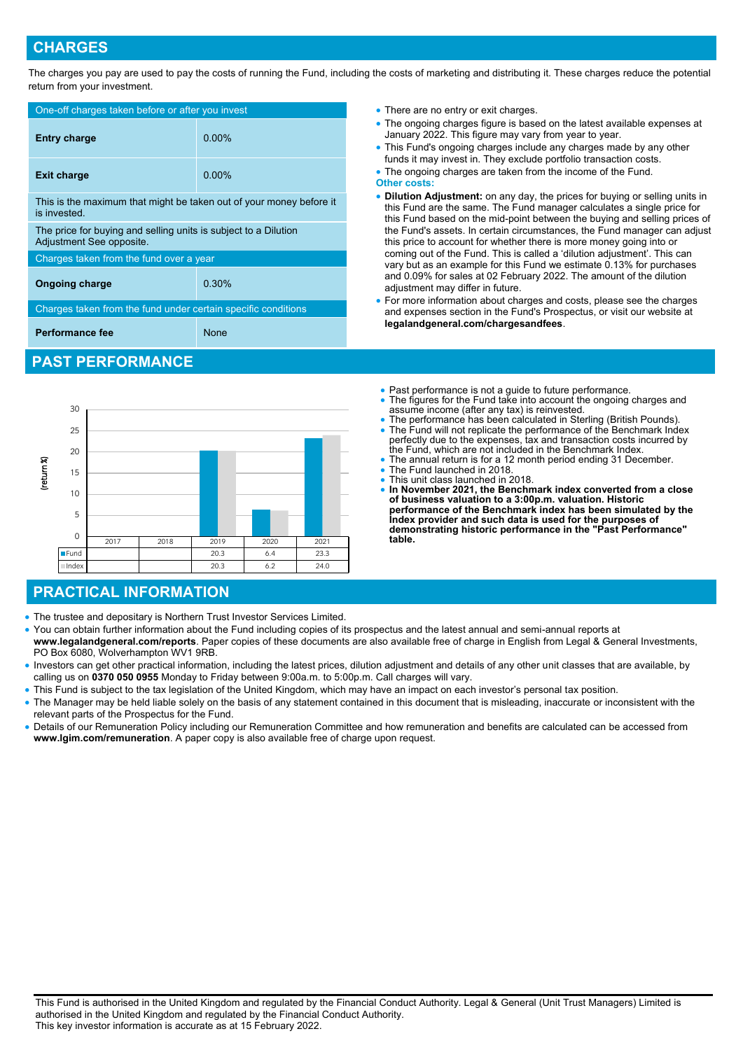## CHARGES

The charges you pay are used to pay the costs of running the Fund, including the costs of marketing and distributing it. These charges reduce the potential return from your investment.

| One-off charges taken before or after you invest | |
|---|---|
| **Entry charge** | 0.00% |
| **Exit charge** | 0.00% |
| This is the maximum that might be taken out of your money before it is invested. | |
| The price for buying and selling units is subject to a Dilution Adjustment See opposite. | |
| Charges taken from the fund over a year | |
| **Ongoing charge** | 0.30% |
| Charges taken from the fund under certain specific conditions | |
| **Performance fee** | None |

- There are no entry or exit charges.
- The ongoing charges figure is based on the latest available expenses at January 2022. This figure may vary from year to year.
- This Fund's ongoing charges include any charges made by any other funds it may invest in. They exclude portfolio transaction costs.
- The ongoing charges are taken from the income of the Fund.

**Other costs:**

- **Dilution Adjustment:** on any day, the prices for buying or selling units in this Fund are the same. The Fund manager calculates a single price for this Fund based on the mid-point between the buying and selling prices of the Fund's assets. In certain circumstances, the Fund manager can adjust this price to account for whether there is more money going into or coming out of the Fund. This is called a 'dilution adjustment'. This can vary but as an example for this Fund we estimate 0.13% for purchases and 0.09% for sales at 02 February 2022. The amount of the dilution adjustment may differ in future.
- For more information about charges and costs, please see the charges and expenses section in the Fund's Prospectus, or visit our website at **legalandgeneral.com/chargesandfees**.

## PAST PERFORMANCE

(return %)
30
25
20
15
10
5
0

| | 2017 | 2018 | 2019 | 2020 | 2021 |
|---|---|---|---|---|---|
| Fund | | | 20.3 | 6.4 | 23.3 |
| Index | | | 20.3 | 6.2 | 24.0 |

- Past performance is not a guide to future performance.
- The figures for the Fund take into account the ongoing charges and assume income (after any tax) is reinvested.
- The performance has been calculated in Sterling (British Pounds).
- The Fund will not replicate the performance of the Benchmark Index perfectly due to the expenses, tax and transaction costs incurred by the Fund, which are not included in the Benchmark Index.
- The annual return is for a 12 month period ending 31 December.
- The Fund launched in 2018.
- This unit class launched in 2018.
- **In November 2021, the Benchmark index converted from a close of business valuation to a 3:00p.m. valuation. Historic performance of the Benchmark index has been simulated by the Index provider and such data is used for the purposes of demonstrating historic performance in the "Past Performance" table.**

## PRACTICAL INFORMATION

- The trustee and depositary is Northern Trust Investor Services Limited.
- You can obtain further information about the Fund including copies of its prospectus and the latest annual and semi-annual reports at **www.legalandgeneral.com/reports**. Paper copies of these documents are also available free of charge in English from Legal & General Investments, PO Box 6080, Wolverhampton WV1 9RB.
- Investors can get other practical information, including the latest prices, dilution adjustment and details of any other unit classes that are available, by calling us on **0370 050 0955** Monday to Friday between 9:00a.m. to 5:00p.m. Call charges will vary.
- This Fund is subject to the tax legislation of the United Kingdom, which may have an impact on each investor's personal tax position.
- The Manager may be held liable solely on the basis of any statement contained in this document that is misleading, inaccurate or inconsistent with the relevant parts of the Prospectus for the Fund.
- Details of our Remuneration Policy including our Remuneration Committee and how remuneration and benefits are calculated can be accessed from **www.lgim.com/remuneration**. A paper copy is also available free of charge upon request.

This Fund is authorised in the United Kingdom and regulated by the Financial Conduct Authority. Legal & General (Unit Trust Managers) Limited is authorised in the United Kingdom and regulated by the Financial Conduct Authority.
This key investor information is accurate as at 15 February 2022.